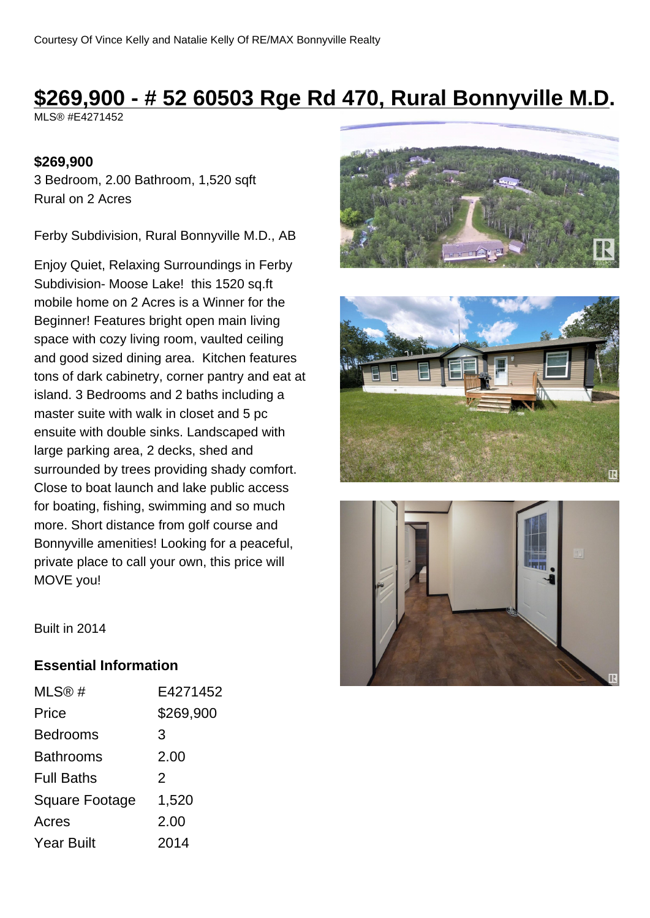Courtesy Of Vince Kelly and Natalie Kelly Of RE/MAX Bonnyville Realty

# $269,900 - # 52 60503 Rge Rd 470, Rural Bonnyville M.D.

MLS® #E4271452

**$269,900**

3 Bedroom, 2.00 Bathroom, 1,520 sqft

Rural on 2 Acres

Ferby Subdivision, Rural Bonnyville M.D., AB

Enjoy Quiet, Relaxing Surroundings in Ferby Subdivision- Moose Lake! this 1520 sq.ft mobile home on 2 Acres is a Winner for the Beginner! Features bright open main living space with cozy living room, vaulted ceiling and good sized dining area. Kitchen features tons of dark cabinetry, corner pantry and eat at island. 3 Bedrooms and 2 baths including a master suite with walk in closet and 5 pc ensuite with double sinks. Landscaped with large parking area, 2 decks, shed and surrounded by trees providing shady comfort. Close to boat launch and lake public access for boating, fishing, swimming and so much more. Short distance from golf course and Bonnyville amenities! Looking for a peaceful, private place to call your own, this price will MOVE you!

Built in 2014

## Essential Information

| | |
|---|---|
| MLS® # | E4271452 |
| Price | $269,900 |
| Bedrooms | 3 |
| Bathrooms | 2.00 |
| Full Baths | 2 |
| Square Footage | 1,520 |
| Acres | 2.00 |
| Year Built | 2014 |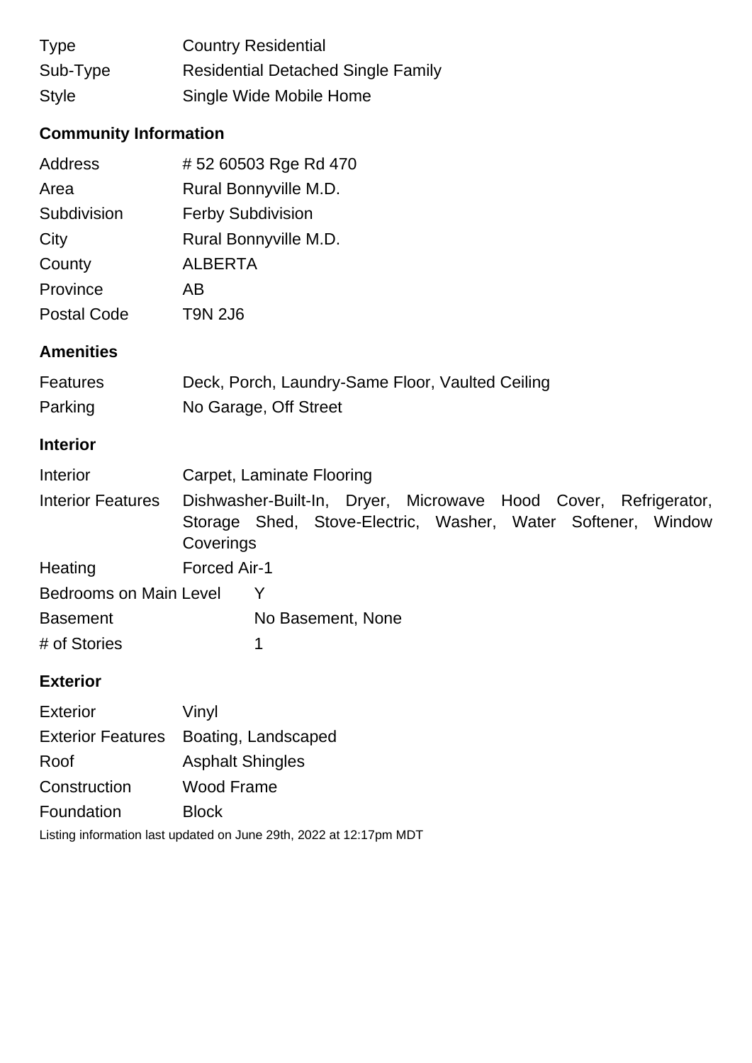| | |
|---|---|
| Type | Country Residential |
| Sub-Type | Residential Detached Single Family |
| Style | Single Wide Mobile Home |

## Community Information

| | |
|---|---|
| Address | # 52 60503 Rge Rd 470 |
| Area | Rural Bonnyville M.D. |
| Subdivision | Ferby Subdivision |
| City | Rural Bonnyville M.D. |
| County | ALBERTA |
| Province | AB |
| Postal Code | T9N 2J6 |

## Amenities

| | |
|---|---|
| Features | Deck, Porch, Laundry-Same Floor, Vaulted Ceiling |
| Parking | No Garage, Off Street |

## Interior

| | |
|---|---|
| Interior | Carpet, Laminate Flooring |
| Interior Features | Dishwasher-Built-In, Dryer, Microwave Hood Cover, Refrigerator, Storage Shed, Stove-Electric, Washer, Water Softener, Window Coverings |
| Heating | Forced Air-1 |
| Bedrooms on Main Level | Y |
| Basement | No Basement, None |
| # of Stories | 1 |

## Exterior

| | |
|---|---|
| Exterior | Vinyl |
| Exterior Features | Boating, Landscaped |
| Roof | Asphalt Shingles |
| Construction | Wood Frame |
| Foundation | Block |

Listing information last updated on June 29th, 2022 at 12:17pm MDT